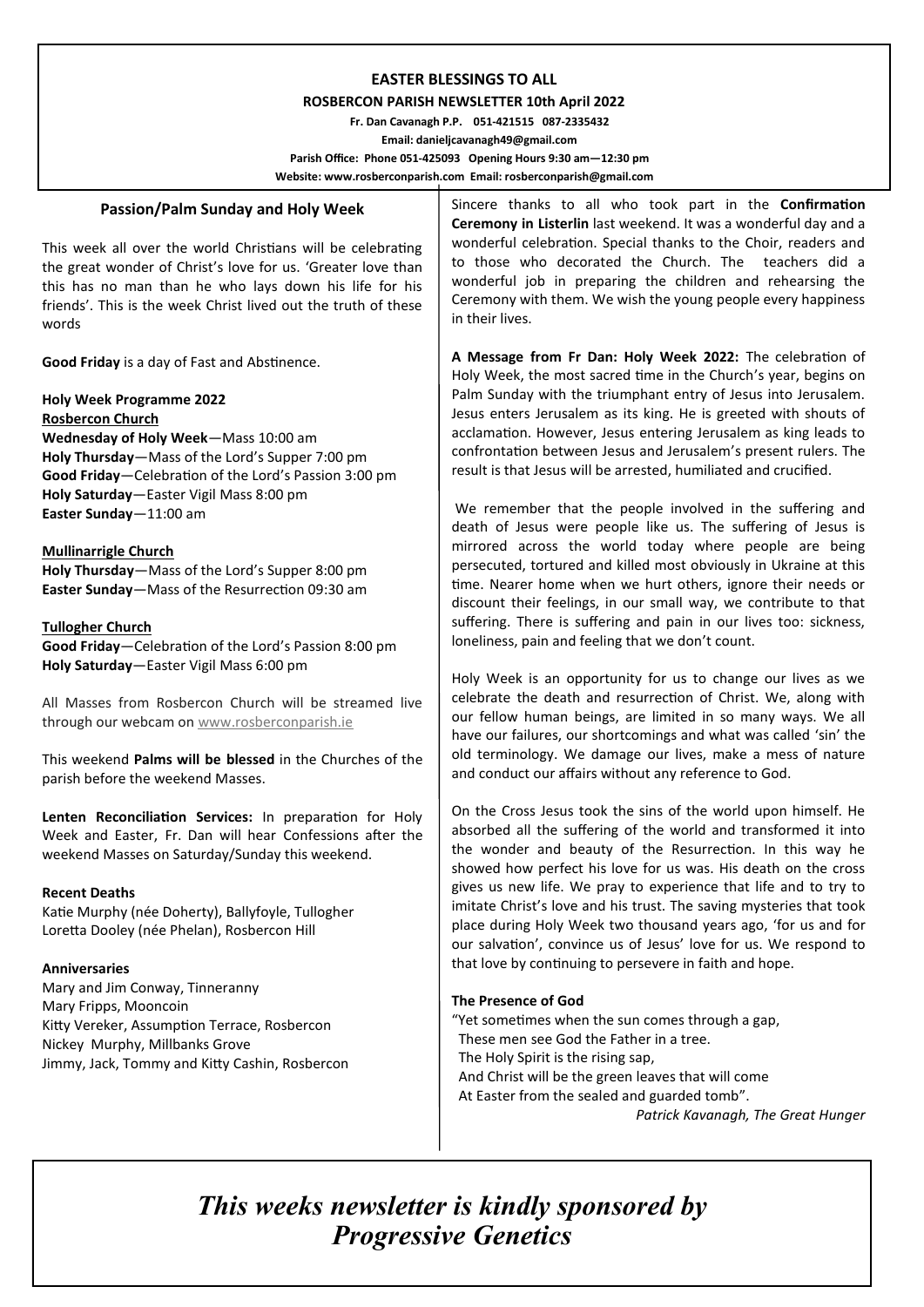# EASTER BLESSINGS TO ALL

**ROSBERCON PARISH NEWSLETTER 10th April 2022**

**Fr. Dan Cavanagh P.P. 051-421515 087-2335432**

**Email: danieljcavanagh49@gmail.com**

**Parish Office: Phone 051-425093 Opening Hours 9:30 am—12:30 pm**

**Website: www.rosberconparish.com Email: rosberconparish@gmail.com**

## Passion/Palm Sunday and Holy Week

This week all over the world Christians will be celebrating the great wonder of Christ's love for us. 'Greater love than this has no man than he who lays down his life for his friends'. This is the week Christ lived out the truth of these words

**Good Friday** is a day of Fast and Abstinence.

**Holy Week Programme 2022**

**Rosbercon Church**

**Wednesday of Holy Week**—Mass 10:00 am
**Holy Thursday**—Mass of the Lord's Supper 7:00 pm
**Good Friday**—Celebration of the Lord's Passion 3:00 pm
**Holy Saturday**—Easter Vigil Mass 8:00 pm
**Easter Sunday**—11:00 am

**Mullinarrigle Church**

**Holy Thursday**—Mass of the Lord's Supper 8:00 pm
**Easter Sunday**—Mass of the Resurrection 09:30 am

**Tullogher Church**

**Good Friday**—Celebration of the Lord's Passion 8:00 pm
**Holy Saturday**—Easter Vigil Mass 6:00 pm

All Masses from Rosbercon Church will be streamed live through our webcam on www.rosberconparish.ie

This weekend **Palms will be blessed** in the Churches of the parish before the weekend Masses.

**Lenten Reconciliation Services:** In preparation for Holy Week and Easter, Fr. Dan will hear Confessions after the weekend Masses on Saturday/Sunday this weekend.

**Recent Deaths**

Katie Murphy (née Doherty), Ballyfoyle, Tullogher
Loretta Dooley (née Phelan), Rosbercon Hill

**Anniversaries**

Mary and Jim Conway, Tinneranny
Mary Fripps, Mooncoin
Kitty Vereker, Assumption Terrace, Rosbercon
Nickey Murphy, Millbanks Grove
Jimmy, Jack, Tommy and Kitty Cashin, Rosbercon

Sincere thanks to all who took part in the **Confirmation Ceremony in Listerlin** last weekend. It was a wonderful day and a wonderful celebration. Special thanks to the Choir, readers and to those who decorated the Church. The teachers did a wonderful job in preparing the children and rehearsing the Ceremony with them. We wish the young people every happiness in their lives.

**A Message from Fr Dan: Holy Week 2022:** The celebration of Holy Week, the most sacred time in the Church's year, begins on Palm Sunday with the triumphant entry of Jesus into Jerusalem. Jesus enters Jerusalem as its king. He is greeted with shouts of acclamation. However, Jesus entering Jerusalem as king leads to confrontation between Jesus and Jerusalem's present rulers. The result is that Jesus will be arrested, humiliated and crucified.

We remember that the people involved in the suffering and death of Jesus were people like us. The suffering of Jesus is mirrored across the world today where people are being persecuted, tortured and killed most obviously in Ukraine at this time. Nearer home when we hurt others, ignore their needs or discount their feelings, in our small way, we contribute to that suffering. There is suffering and pain in our lives too: sickness, loneliness, pain and feeling that we don't count.

Holy Week is an opportunity for us to change our lives as we celebrate the death and resurrection of Christ. We, along with our fellow human beings, are limited in so many ways. We all have our failures, our shortcomings and what was called 'sin' the old terminology. We damage our lives, make a mess of nature and conduct our affairs without any reference to God.

On the Cross Jesus took the sins of the world upon himself. He absorbed all the suffering of the world and transformed it into the wonder and beauty of the Resurrection. In this way he showed how perfect his love for us was. His death on the cross gives us new life. We pray to experience that life and to try to imitate Christ's love and his trust. The saving mysteries that took place during Holy Week two thousand years ago, 'for us and for our salvation', convince us of Jesus' love for us. We respond to that love by continuing to persevere in faith and hope.

**The Presence of God**

"Yet sometimes when the sun comes through a gap,
These men see God the Father in a tree.
The Holy Spirit is the rising sap,
And Christ will be the green leaves that will come
At Easter from the sealed and guarded tomb".

*Patrick Kavanagh, The Great Hunger*

***This weeks newsletter is kindly sponsored by Progressive Genetics***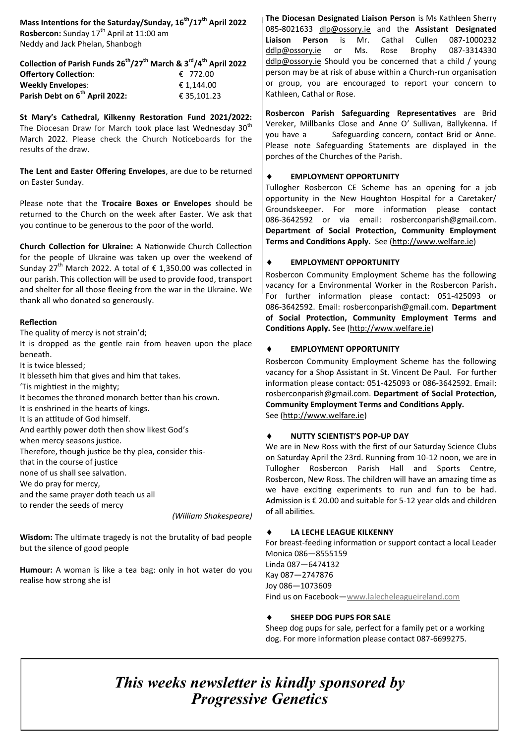**Mass Intentions for the Saturday/Sunday, 16th/17th April 2022**
**Rosbercon:** Sunday 17th April at 11:00 am
Neddy and Jack Phelan, Shanbogh

**Collection of Parish Funds 26th/27th March & 3rd/4th April 2022**

| | |
|---|---|
| **Offertory Collection**: | € 772.00 |
| **Weekly Envelopes**: | € 1,144.00 |
| **Parish Debt on 6th April 2022:** | € 35,101.23 |

**St Mary's Cathedral, Kilkenny Restoration Fund 2021/2022:** The Diocesan Draw for March took place last Wednesday 30th March 2022. Please check the Church Noticeboards for the results of the draw.

**The Lent and Easter Offering Envelopes**, are due to be returned on Easter Sunday.

Please note that the **Trocaire Boxes or Envelopes** should be returned to the Church on the week after Easter. We ask that you continue to be generous to the poor of the world.

**Church Collection for Ukraine:** A Nationwide Church Collection for the people of Ukraine was taken up over the weekend of Sunday 27th March 2022. A total of € 1,350.00 was collected in our parish. This collection will be used to provide food, transport and shelter for all those fleeing from the war in the Ukraine. We thank all who donated so generously.

**Reflection**

The quality of mercy is not strain'd;
It is dropped as the gentle rain from heaven upon the place beneath.
It is twice blessed;
It blesseth him that gives and him that takes.
'Tis mightiest in the mighty;
It becomes the throned monarch better than his crown.
It is enshrined in the hearts of kings.
It is an attitude of God himself.
And earthly power doth then show likest God's
when mercy seasons justice.
Therefore, though justice be thy plea, consider this-
that in the course of justice
none of us shall see salvation.
We do pray for mercy,
and the same prayer doth teach us all
to render the seeds of mercy

*(William Shakespeare)*

**Wisdom:** The ultimate tragedy is not the brutality of bad people but the silence of good people

**Humour:** A woman is like a tea bag: only in hot water do you realise how strong she is!

**The Diocesan Designated Liaison Person** is Ms Kathleen Sherry 085-8021633 dlp@ossory.ie and the **Assistant Designated Liaison Person** is Mr. Cathal Cullen 087-1000232 ddlp@ossory.ie or Ms. Rose Brophy 087-3314330 ddlp@ossory.ie Should you be concerned that a child / young person may be at risk of abuse within a Church-run organisation or group, you are encouraged to report your concern to Kathleen, Cathal or Rose.

**Rosbercon Parish Safeguarding Representatives** are Brid Vereker, Millbanks Close and Anne O' Sullivan, Ballykenna. If you have a Safeguarding concern, contact Brid or Anne. Please note Safeguarding Statements are displayed in the porches of the Churches of the Parish.

♦ **EMPLOYMENT OPPORTUNITY**

Tullogher Rosbercon CE Scheme has an opening for a job opportunity in the New Houghton Hospital for a Caretaker/ Groundskeeper. For more information please contact 086-3642592 or via email: rosberconparish@gmail.com. **Department of Social Protection, Community Employment Terms and Conditions Apply.** See (http://www.welfare.ie)

♦ **EMPLOYMENT OPPORTUNITY**

Rosbercon Community Employment Scheme has the following vacancy for a Environmental Worker in the Rosbercon Parish**.** For further information please contact: 051-425093 or 086-3642592. Email: rosberconparish@gmail.com. **Department of Social Protection, Community Employment Terms and Conditions Apply.** See (http://www.welfare.ie)

♦ **EMPLOYMENT OPPORTUNITY**

Rosbercon Community Employment Scheme has the following vacancy for a Shop Assistant in St. Vincent De Paul. For further information please contact: 051-425093 or 086-3642592. Email: rosberconparish@gmail.com. **Department of Social Protection, Community Employment Terms and Conditions Apply.** See (http://www.welfare.ie)

♦ **NUTTY SCIENTIST'S POP-UP DAY**

We are in New Ross with the first of our Saturday Science Clubs on Saturday April the 23rd. Running from 10-12 noon, we are in Tullogher Rosbercon Parish Hall and Sports Centre, Rosbercon, New Ross. The children will have an amazing time as we have exciting experiments to run and fun to be had. Admission is € 20.00 and suitable for 5-12 year olds and children of all abilities.

♦ **LA LECHE LEAGUE KILKENNY**

For breast-feeding information or support contact a local Leader
Monica 086—8555159
Linda 087—6474132
Kay 087—2747876
Joy 086—1073609
Find us on Facebook—www.lalecheleagueireland.com

♦ **SHEEP DOG PUPS FOR SALE**

Sheep dog pups for sale, perfect for a family pet or a working dog. For more information please contact 087-6699275.

***This weeks newsletter is kindly sponsored by Progressive Genetics***